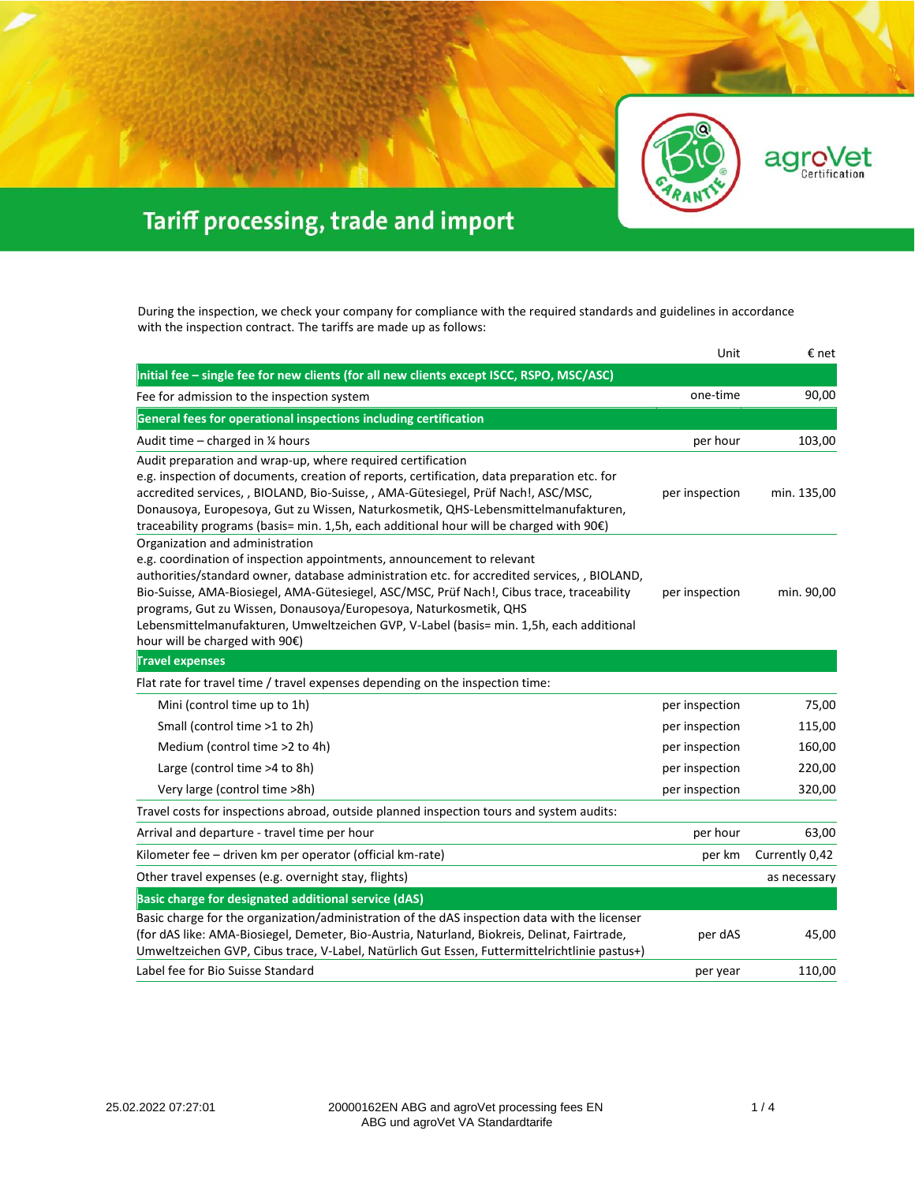# Tariff processing, trade and import

During the inspection, we check your company for compliance with the required standards and guidelines in accordance with the inspection contract. The tariffs are made up as follows:

| | Unit | € net |
|---|---|---|
| **Initial fee – single fee for new clients (for all new clients except ISCC, RSPO, MSC/ASC)** | | |
| Fee for admission to the inspection system | one-time | 90,00 |
| **General fees for operational inspections including certification** | | |
| Audit time – charged in ¼ hours | per hour | 103,00 |
| Audit preparation and wrap-up, where required certification<br>e.g. inspection of documents, creation of reports, certification, data preparation etc. for accredited services, , BIOLAND, Bio-Suisse, , AMA-Gütesiegel, Prüf Nach!, ASC/MSC, Donausoya, Europesoya, Gut zu Wissen, Naturkosmetik, QHS-Lebensmittelmanufakturen, traceability programs (basis= min. 1,5h, each additional hour will be charged with 90€) | per inspection | min. 135,00 |
| Organization and administration<br>e.g. coordination of inspection appointments, announcement to relevant authorities/standard owner, database administration etc. for accredited services, , BIOLAND, Bio-Suisse, AMA-Biosiegel, AMA-Gütesiegel, ASC/MSC, Prüf Nach!, Cibus trace, traceability programs, Gut zu Wissen, Donausoya/Europesoya, Naturkosmetik, QHS Lebensmittelmanufakturen, Umweltzeichen GVP, V-Label (basis= min. 1,5h, each additional hour will be charged with 90€) | per inspection | min. 90,00 |
| **Travel expenses** | | |
| Flat rate for travel time / travel expenses depending on the inspection time: | | |
| Mini (control time up to 1h) | per inspection | 75,00 |
| Small (control time >1 to 2h) | per inspection | 115,00 |
| Medium (control time >2 to 4h) | per inspection | 160,00 |
| Large (control time >4 to 8h) | per inspection | 220,00 |
| Very large (control time >8h) | per inspection | 320,00 |
| Travel costs for inspections abroad, outside planned inspection tours and system audits: | | |
| Arrival and departure - travel time per hour | per hour | 63,00 |
| Kilometer fee – driven km per operator (official km-rate) | per km | Currently 0,42 |
| Other travel expenses (e.g. overnight stay, flights) | | as necessary |
| **Basic charge for designated additional service (dAS)** | | |
| Basic charge for the organization/administration of the dAS inspection data with the licenser (for dAS like: AMA-Biosiegel, Demeter, Bio-Austria, Naturland, Biokreis, Delinat, Fairtrade, Umweltzeichen GVP, Cibus trace, V-Label, Natürlich Gut Essen, Futtermittelrichtlinie pastus+) | per dAS | 45,00 |
| Label fee for Bio Suisse Standard | per year | 110,00 |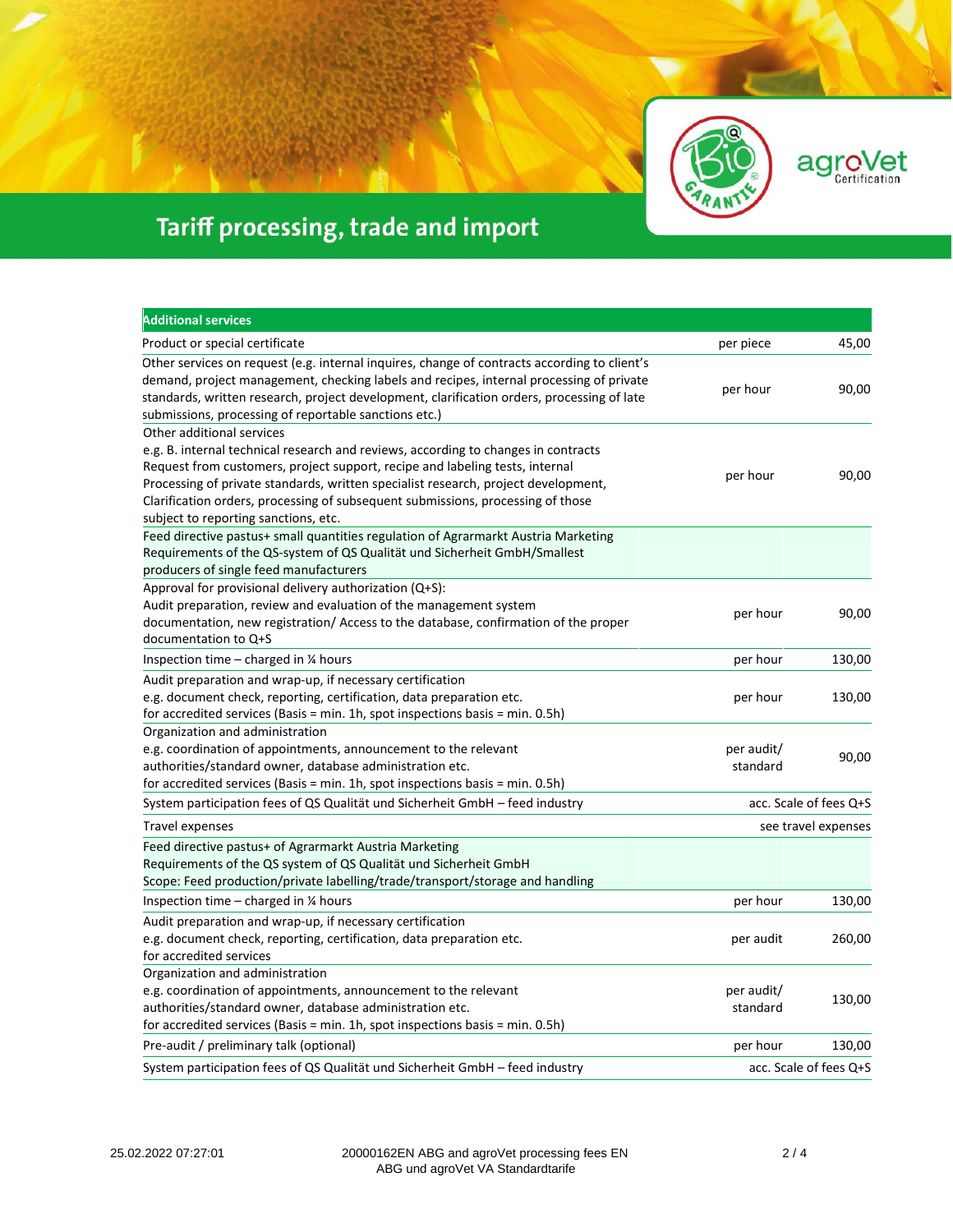# Tariff processing, trade and import

| Additional services | | |
|---|---|---|
| Product or special certificate | per piece | 45,00 |
| Other services on request (e.g. internal inquires, change of contracts according to client's demand, project management, checking labels and recipes, internal processing of private standards, written research, project development, clarification orders, processing of late submissions, processing of reportable sanctions etc.) | per hour | 90,00 |
| Other additional services<br>e.g. B. internal technical research and reviews, according to changes in contracts<br>Request from customers, project support, recipe and labeling tests, internal<br>Processing of private standards, written specialist research, project development,<br>Clarification orders, processing of subsequent submissions, processing of those<br>subject to reporting sanctions, etc. | per hour | 90,00 |
| Feed directive pastus+ small quantities regulation of Agrarmarkt Austria Marketing<br>Requirements of the QS-system of QS Qualität und Sicherheit GmbH/Smallest<br>producers of single feed manufacturers | | |
| Approval for provisional delivery authorization (Q+S):<br>Audit preparation, review and evaluation of the management system<br>documentation, new registration/ Access to the database, confirmation of the proper<br>documentation to Q+S | per hour | 90,00 |
| Inspection time – charged in ¼ hours | per hour | 130,00 |
| Audit preparation and wrap-up, if necessary certification<br>e.g. document check, reporting, certification, data preparation etc.<br>for accredited services (Basis = min. 1h, spot inspections basis = min. 0.5h) | per hour | 130,00 |
| Organization and administration<br>e.g. coordination of appointments, announcement to the relevant<br>authorities/standard owner, database administration etc.<br>for accredited services (Basis = min. 1h, spot inspections basis = min. 0.5h) | per audit/ standard | 90,00 |
| System participation fees of QS Qualität und Sicherheit GmbH – feed industry | | acc. Scale of fees Q+S |
| Travel expenses | | see travel expenses |
| Feed directive pastus+ of Agrarmarkt Austria Marketing<br>Requirements of the QS system of QS Qualität und Sicherheit GmbH<br>Scope: Feed production/private labelling/trade/transport/storage and handling | | |
| Inspection time – charged in ¼ hours | per hour | 130,00 |
| Audit preparation and wrap-up, if necessary certification<br>e.g. document check, reporting, certification, data preparation etc.<br>for accredited services | per audit | 260,00 |
| Organization and administration<br>e.g. coordination of appointments, announcement to the relevant<br>authorities/standard owner, database administration etc.<br>for accredited services (Basis = min. 1h, spot inspections basis = min. 0.5h) | per audit/ standard | 130,00 |
| Pre-audit / preliminary talk (optional) | per hour | 130,00 |
| System participation fees of QS Qualität und Sicherheit GmbH – feed industry | | acc. Scale of fees Q+S |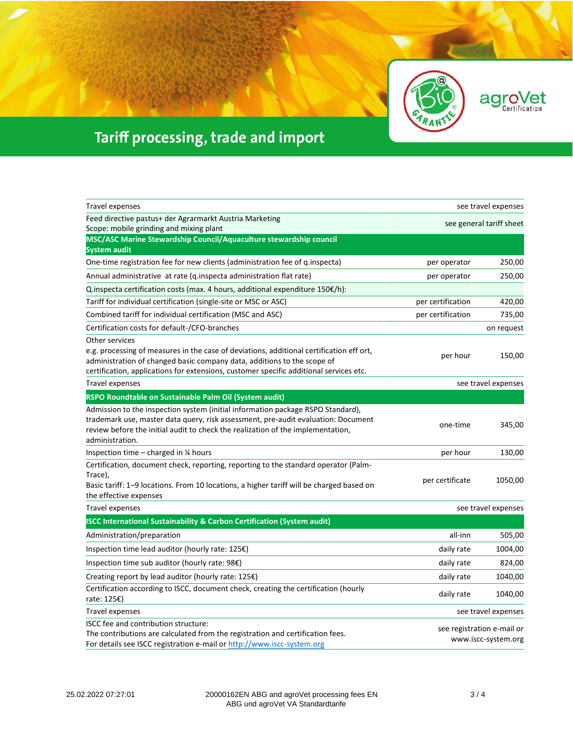# Tariff processing, trade and import

| | | |
|---|---|---|
| Travel expenses | | see travel expenses |
| Feed directive pastus+ der Agrarmarkt Austria Marketing<br>Scope: mobile grinding and mixing plant | | see general tariff sheet |
| **MSC/ASC Marine Stewardship Council/Aquaculture stewardship council System audit** | | |
| One-time registration fee for new clients (administration fee of q.inspecta) | per operator | 250,00 |
| Annual administrative at rate (q.inspecta administration flat rate) | per operator | 250,00 |
| Q.inspecta certification costs (max. 4 hours, additional expenditure 150€/h): | | |
| Tariff for individual certification (single-site or MSC or ASC) | per certification | 420,00 |
| Combined tariff for individual certification (MSC and ASC) | per certification | 735,00 |
| Certification costs for default-/CFO-branches | | on request |
| Other services<br>e.g. processing of measures in the case of deviations, additional certification eff ort, administration of changed basic company data, additions to the scope of certification, applications for extensions, customer specific additional services etc. | per hour | 150,00 |
| Travel expenses | | see travel expenses |
| **RSPO Roundtable on Sustainable Palm Oil (System audit)** | | |
| Admission to the inspection system (initial information package RSPO Standard), trademark use, master data query, risk assessment, pre-audit evaluation: Document review before the initial audit to check the realization of the implementation, administration. | one-time | 345,00 |
| Inspection time – charged in ¼ hours | per hour | 130,00 |
| Certification, document check, reporting, reporting to the standard operator (Palm-Trace),<br>Basic tariff: 1–9 locations. From 10 locations, a higher tariff will be charged based on the effective expenses | per certificate | 1050,00 |
| Travel expenses | | see travel expenses |
| **ISCC International Sustainability & Carbon Certification (System audit)** | | |
| Administration/preparation | all-inn | 505,00 |
| Inspection time lead auditor (hourly rate: 125€) | daily rate | 1004,00 |
| Inspection time sub auditor (hourly rate: 98€) | daily rate | 824,00 |
| Creating report by lead auditor (hourly rate: 125€) | daily rate | 1040,00 |
| Certification according to ISCC, document check, creating the certification (hourly rate: 125€) | daily rate | 1040,00 |
| Travel expenses | | see travel expenses |
| ISCC fee and contribution structure:<br>The contributions are calculated from the registration and certification fees.<br>For details see ISCC registration e-mail or [http://www.iscc-system.org](http://www.iscc-system.org) | | see registration e-mail or www.iscc-system.org |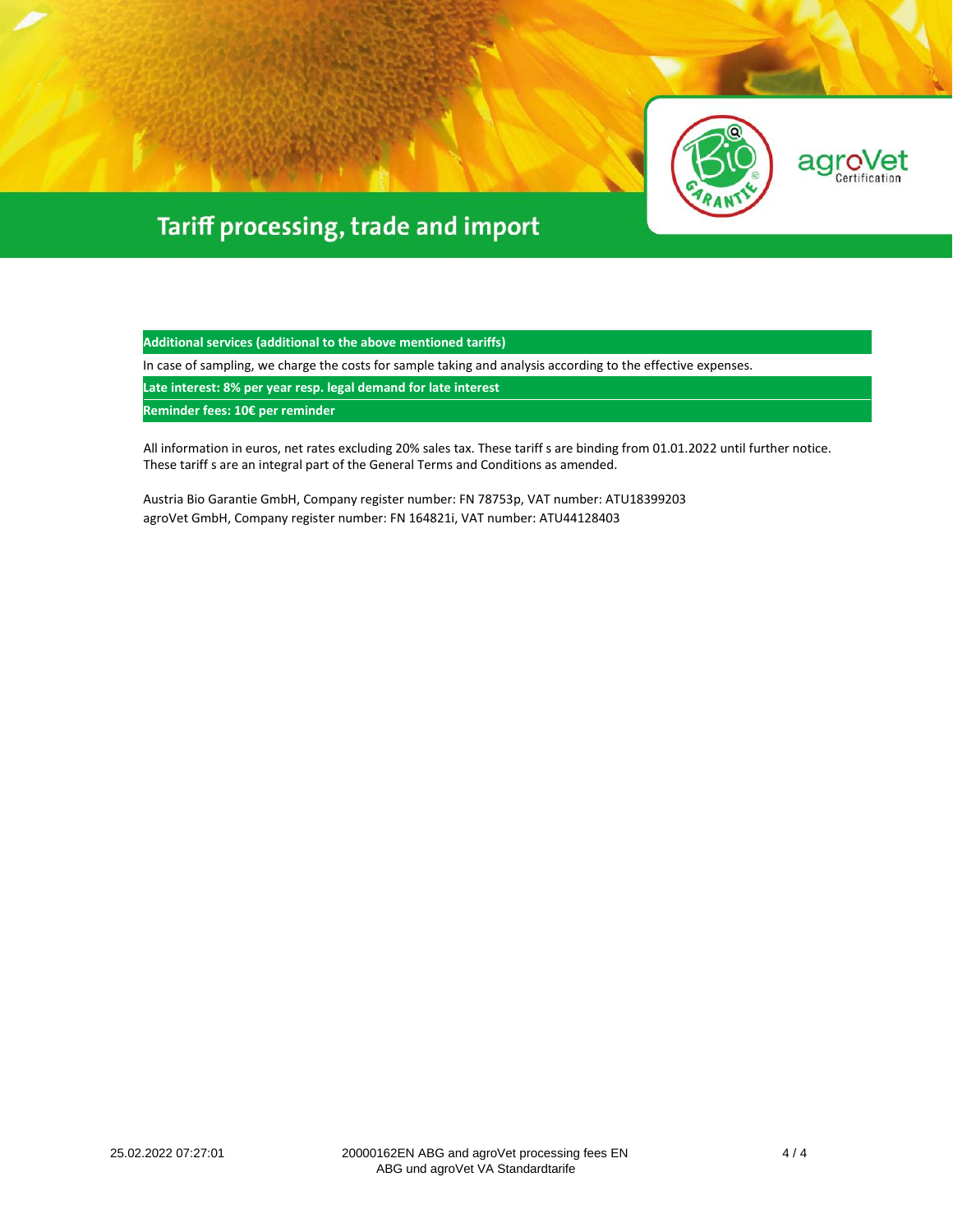## Tariff processing, trade and import

| Additional services (additional to the above mentioned tariffs) |
| --- |
| In case of sampling, we charge the costs for sample taking and analysis according to the effective expenses. |
| **Late interest: 8% per year resp. legal demand for late interest** |
| **Reminder fees: 10€ per reminder** |

All information in euros, net rates excluding 20% sales tax. These tariff s are binding from 01.01.2022 until further notice. These tariff s are an integral part of the General Terms and Conditions as amended.

Austria Bio Garantie GmbH, Company register number: FN 78753p, VAT number: ATU18399203
agroVet GmbH, Company register number: FN 164821i, VAT number: ATU44128403